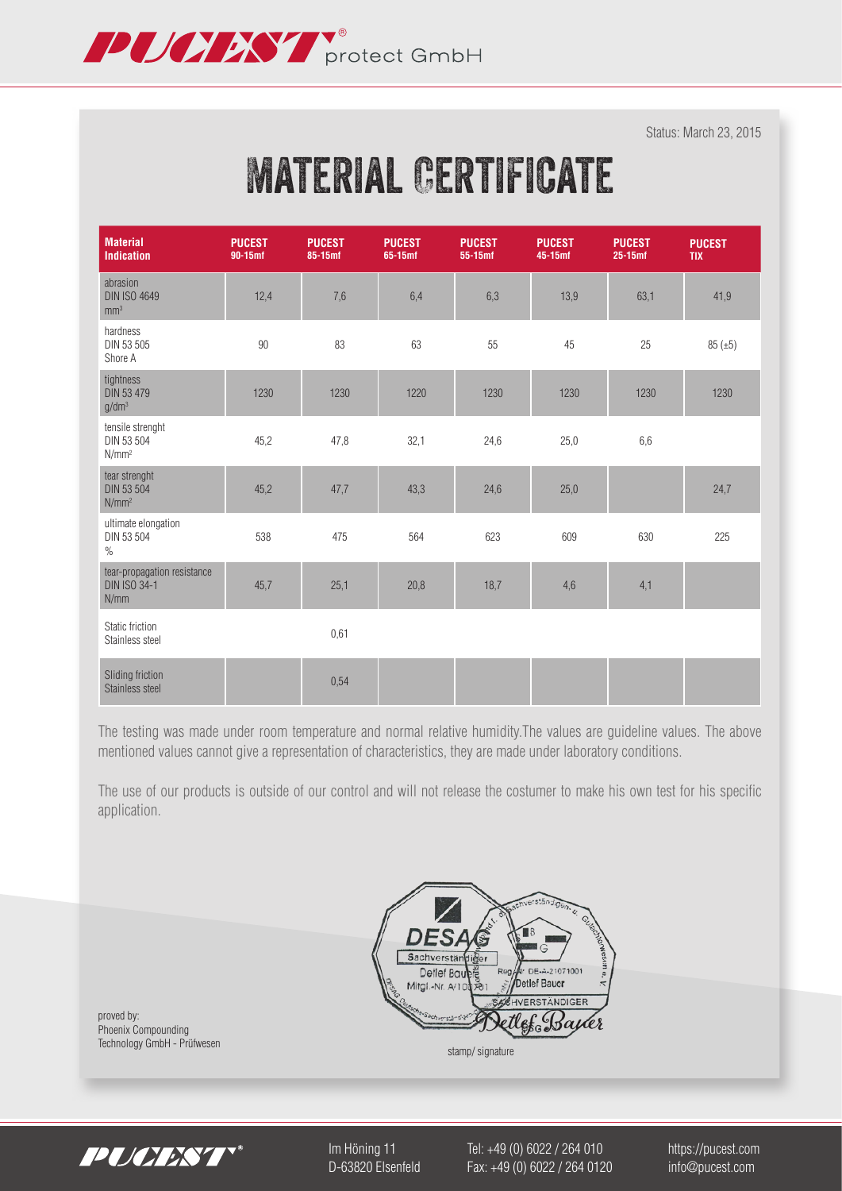PUCEST® protect GmbH

Status: March 23, 2015

# MATERIAL CERTIFICATE

| Material Indication | PUCEST 90-15mf | PUCEST 85-15mf | PUCEST 65-15mf | PUCEST 55-15mf | PUCEST 45-15mf | PUCEST 25-15mf | PUCEST TIX |
|---|---|---|---|---|---|---|---|
| abrasion DIN ISO 4649 $mm^3$ | 12,4 | 7,6 | 6,4 | 6,3 | 13,9 | 63,1 | 41,9 |
| hardness DIN 53 505 Shore A | 90 | 83 | 63 | 55 | 45 | 25 | 85 (±5) |
| tightness DIN 53 479 $g/dm^3$ | 1230 | 1230 | 1220 | 1230 | 1230 | 1230 | 1230 |
| tensile strenght DIN 53 504 $N/mm^2$ | 45,2 | 47,8 | 32,1 | 24,6 | 25,0 | 6,6 | |
| tear strenght DIN 53 504 $N/mm^2$ | 45,2 | 47,7 | 43,3 | 24,6 | 25,0 | | 24,7 |
| ultimate elongation DIN 53 504 % | 538 | 475 | 564 | 623 | 609 | 630 | 225 |
| tear-propagation resistance DIN ISO 34-1 N/mm | 45,7 | 25,1 | 20,8 | 18,7 | 4,6 | 4,1 | |
| Static friction Stainless steel | | 0,61 | | | | | |
| Sliding friction Stainless steel | | 0,54 | | | | | |

The testing was made under room temperature and normal relative humidity.The values are guideline values. The above mentioned values cannot give a representation of characteristics, they are made under laboratory conditions.

The use of our products is outside of our control and will not release the costumer to make his own test for his specific application.

proved by:
Phoenix Compounding
Technology GmbH - Prüfwesen

DESAG Sachverständiger Detlef Bauer Mitgl.-Nr. A/100301 — Reg.-Nr. DE-A-21071001 Detlef Bauer SACHVERSTÄNDIGER — Detlef Bauer

stamp/ signature

PUCEST® — Im Höning 11, D-63820 Elsenfeld — Tel: +49 (0) 6022 / 264 010, Fax: +49 (0) 6022 / 264 0120 — https://pucest.com, info@pucest.com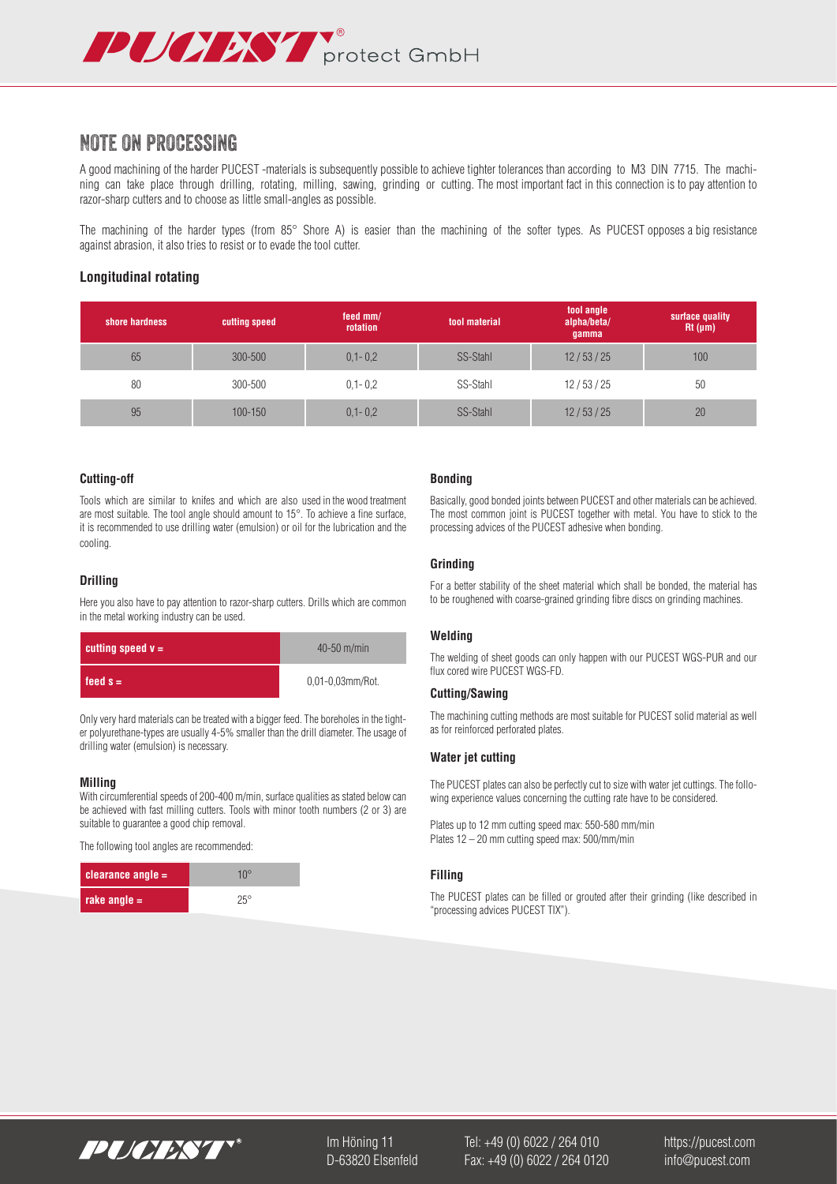# NOTE ON PROCESSING

A good machining of the harder PUCEST -materials is subsequently possible to achieve tighter tolerances than according to M3 DIN 7715. The machining can take place through drilling, rotating, milling, sawing, grinding or cutting. The most important fact in this connection is to pay attention to razor-sharp cutters and to choose as little small-angles as possible.

The machining of the harder types (from 85° Shore A) is easier than the machining of the softer types. As PUCEST opposes a big resistance against abrasion, it also tries to resist or to evade the tool cutter.

### Longitudinal rotating

| shore hardness | cutting speed | feed mm/ rotation | tool material | tool angle alpha/beta/ gamma | surface quality Rt (µm) |
|---|---|---|---|---|---|
| 65 | 300-500 | 0,1- 0,2 | SS-Stahl | 12 / 53 / 25 | 100 |
| 80 | 300-500 | 0,1- 0,2 | SS-Stahl | 12 / 53 / 25 | 50 |
| 95 | 100-150 | 0,1- 0,2 | SS-Stahl | 12 / 53 / 25 | 20 |

### Cutting-off

Tools which are similar to knifes and which are also used in the wood treatment are most suitable. The tool angle should amount to 15°. To achieve a fine surface, it is recommended to use drilling water (emulsion) or oil for the lubrication and the cooling.

### Drilling

Here you also have to pay attention to razor-sharp cutters. Drills which are common in the metal working industry can be used.

| | |
|---|---|
| **cutting speed v =** | 40-50 m/min |
| **feed s =** | 0,01-0,03mm/Rot. |

Only very hard materials can be treated with a bigger feed. The boreholes in the tighter polyurethane-types are usually 4-5% smaller than the drill diameter. The usage of drilling water (emulsion) is necessary.

### Milling

With circumferential speeds of 200-400 m/min, surface qualities as stated below can be achieved with fast milling cutters. Tools with minor tooth numbers (2 or 3) are suitable to guarantee a good chip removal.

The following tool angles are recommended:

| | |
|---|---|
| **clearance angle =** | 10° |
| **rake angle =** | 25° |

### Bonding

Basically, good bonded joints between PUCEST and other materials can be achieved. The most common joint is PUCEST together with metal. You have to stick to the processing advices of the PUCEST adhesive when bonding.

### Grinding

For a better stability of the sheet material which shall be bonded, the material has to be roughened with coarse-grained grinding fibre discs on grinding machines.

### Welding

The welding of sheet goods can only happen with our PUCEST WGS-PUR and our flux cored wire PUCEST WGS-FD.

### Cutting/Sawing

The machining cutting methods are most suitable for PUCEST solid material as well as for reinforced perforated plates.

### Water jet cutting

The PUCEST plates can also be perfectly cut to size with water jet cuttings. The following experience values concerning the cutting rate have to be considered.

Plates up to 12 mm cutting speed max: 550-580 mm/min
Plates 12 – 20 mm cutting speed max: 500/mm/min

### Filling

The PUCEST plates can be filled or grouted after their grinding (like described in "processing advices PUCEST TIX").